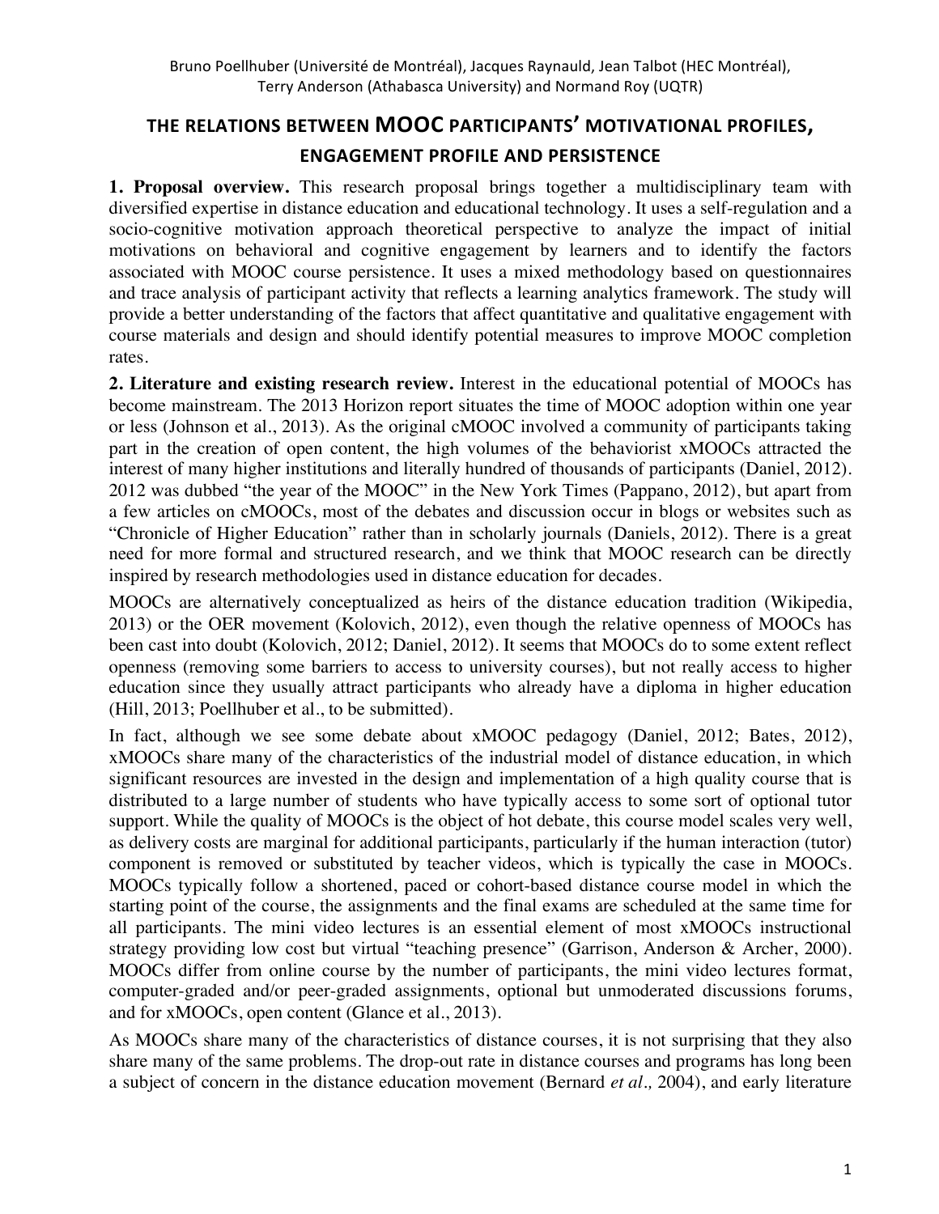Bruno Poellhuber (Université de Montréal), Jacques Raynauld, Jean Talbot (HEC Montréal), Terry Anderson (Athabasca University) and Normand Roy (UQTR)

# THE RELATIONS BETWEEN MOOC PARTICIPANTS' MOTIVATIONAL PROFILES, ENGAGEMENT PROFILE AND PERSISTENCE

**1. Proposal overview.** This research proposal brings together a multidisciplinary team with diversified expertise in distance education and educational technology. It uses a self-regulation and a socio-cognitive motivation approach theoretical perspective to analyze the impact of initial motivations on behavioral and cognitive engagement by learners and to identify the factors associated with MOOC course persistence. It uses a mixed methodology based on questionnaires and trace analysis of participant activity that reflects a learning analytics framework. The study will provide a better understanding of the factors that affect quantitative and qualitative engagement with course materials and design and should identify potential measures to improve MOOC completion rates.

**2. Literature and existing research review.** Interest in the educational potential of MOOCs has become mainstream. The 2013 Horizon report situates the time of MOOC adoption within one year or less (Johnson et al., 2013). As the original cMOOC involved a community of participants taking part in the creation of open content, the high volumes of the behaviorist xMOOCs attracted the interest of many higher institutions and literally hundred of thousands of participants (Daniel, 2012). 2012 was dubbed "the year of the MOOC" in the New York Times (Pappano, 2012), but apart from a few articles on cMOOCs, most of the debates and discussion occur in blogs or websites such as "Chronicle of Higher Education" rather than in scholarly journals (Daniels, 2012). There is a great need for more formal and structured research, and we think that MOOC research can be directly inspired by research methodologies used in distance education for decades.

MOOCs are alternatively conceptualized as heirs of the distance education tradition (Wikipedia, 2013) or the OER movement (Kolovich, 2012), even though the relative openness of MOOCs has been cast into doubt (Kolovich, 2012; Daniel, 2012). It seems that MOOCs do to some extent reflect openness (removing some barriers to access to university courses), but not really access to higher education since they usually attract participants who already have a diploma in higher education (Hill, 2013; Poellhuber et al., to be submitted).

In fact, although we see some debate about xMOOC pedagogy (Daniel, 2012; Bates, 2012), xMOOCs share many of the characteristics of the industrial model of distance education, in which significant resources are invested in the design and implementation of a high quality course that is distributed to a large number of students who have typically access to some sort of optional tutor support. While the quality of MOOCs is the object of hot debate, this course model scales very well, as delivery costs are marginal for additional participants, particularly if the human interaction (tutor) component is removed or substituted by teacher videos, which is typically the case in MOOCs. MOOCs typically follow a shortened, paced or cohort-based distance course model in which the starting point of the course, the assignments and the final exams are scheduled at the same time for all participants. The mini video lectures is an essential element of most xMOOCs instructional strategy providing low cost but virtual "teaching presence" (Garrison, Anderson & Archer, 2000). MOOCs differ from online course by the number of participants, the mini video lectures format, computer-graded and/or peer-graded assignments, optional but unmoderated discussions forums, and for xMOOCs, open content (Glance et al., 2013).

As MOOCs share many of the characteristics of distance courses, it is not surprising that they also share many of the same problems. The drop-out rate in distance courses and programs has long been a subject of concern in the distance education movement (Bernard *et al.,* 2004), and early literature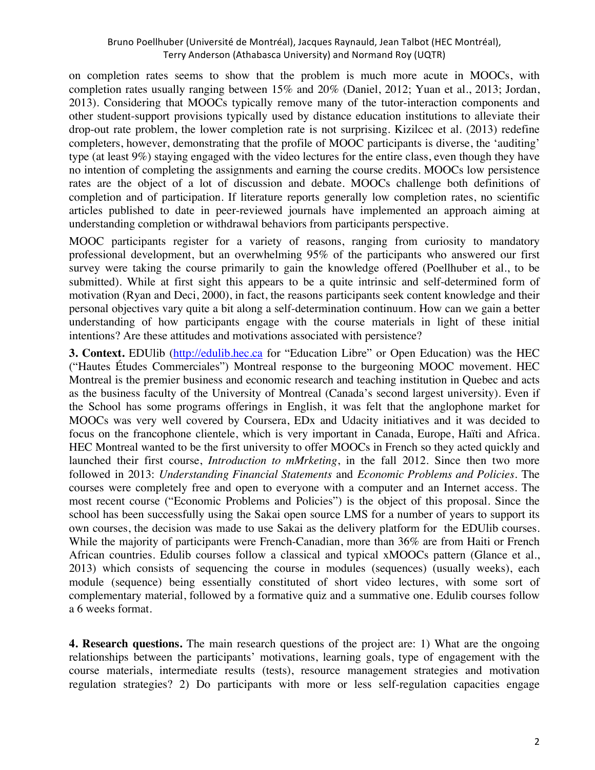on completion rates seems to show that the problem is much more acute in MOOCs, with completion rates usually ranging between 15% and 20% (Daniel, 2012; Yuan et al., 2013; Jordan, 2013). Considering that MOOCs typically remove many of the tutor-interaction components and other student-support provisions typically used by distance education institutions to alleviate their drop-out rate problem, the lower completion rate is not surprising. Kizilcec et al. (2013) redefine completers, however, demonstrating that the profile of MOOC participants is diverse, the 'auditing' type (at least 9%) staying engaged with the video lectures for the entire class, even though they have no intention of completing the assignments and earning the course credits. MOOCs low persistence rates are the object of a lot of discussion and debate. MOOCs challenge both definitions of completion and of participation. If literature reports generally low completion rates, no scientific articles published to date in peer-reviewed journals have implemented an approach aiming at understanding completion or withdrawal behaviors from participants perspective.

MOOC participants register for a variety of reasons, ranging from curiosity to mandatory professional development, but an overwhelming 95% of the participants who answered our first survey were taking the course primarily to gain the knowledge offered (Poellhuber et al., to be submitted). While at first sight this appears to be a quite intrinsic and self-determined form of motivation (Ryan and Deci, 2000), in fact, the reasons participants seek content knowledge and their personal objectives vary quite a bit along a self-determination continuum. How can we gain a better understanding of how participants engage with the course materials in light of these initial intentions? Are these attitudes and motivations associated with persistence?

**3. Context.** EDUlib (http://edulib.hec.ca for "Education Libre" or Open Education) was the HEC ("Hautes Études Commerciales") Montreal response to the burgeoning MOOC movement. HEC Montreal is the premier business and economic research and teaching institution in Quebec and acts as the business faculty of the University of Montreal (Canada's second largest university). Even if the School has some programs offerings in English, it was felt that the anglophone market for MOOCs was very well covered by Coursera, EDx and Udacity initiatives and it was decided to focus on the francophone clientele, which is very important in Canada, Europe, Haïti and Africa. HEC Montreal wanted to be the first university to offer MOOCs in French so they acted quickly and launched their first course, *Introduction to mMrketing*, in the fall 2012. Since then two more followed in 2013: *Understanding Financial Statements* and *Economic Problems and Policies*. The courses were completely free and open to everyone with a computer and an Internet access. The most recent course ("Economic Problems and Policies") is the object of this proposal. Since the school has been successfully using the Sakai open source LMS for a number of years to support its own courses, the decision was made to use Sakai as the delivery platform for the EDUlib courses. While the majority of participants were French-Canadian, more than 36% are from Haiti or French African countries. Edulib courses follow a classical and typical xMOOCs pattern (Glance et al., 2013) which consists of sequencing the course in modules (sequences) (usually weeks), each module (sequence) being essentially constituted of short video lectures, with some sort of complementary material, followed by a formative quiz and a summative one. Edulib courses follow a 6 weeks format.

**4. Research questions.** The main research questions of the project are: 1) What are the ongoing relationships between the participants' motivations, learning goals, type of engagement with the course materials, intermediate results (tests), resource management strategies and motivation regulation strategies? 2) Do participants with more or less self-regulation capacities engage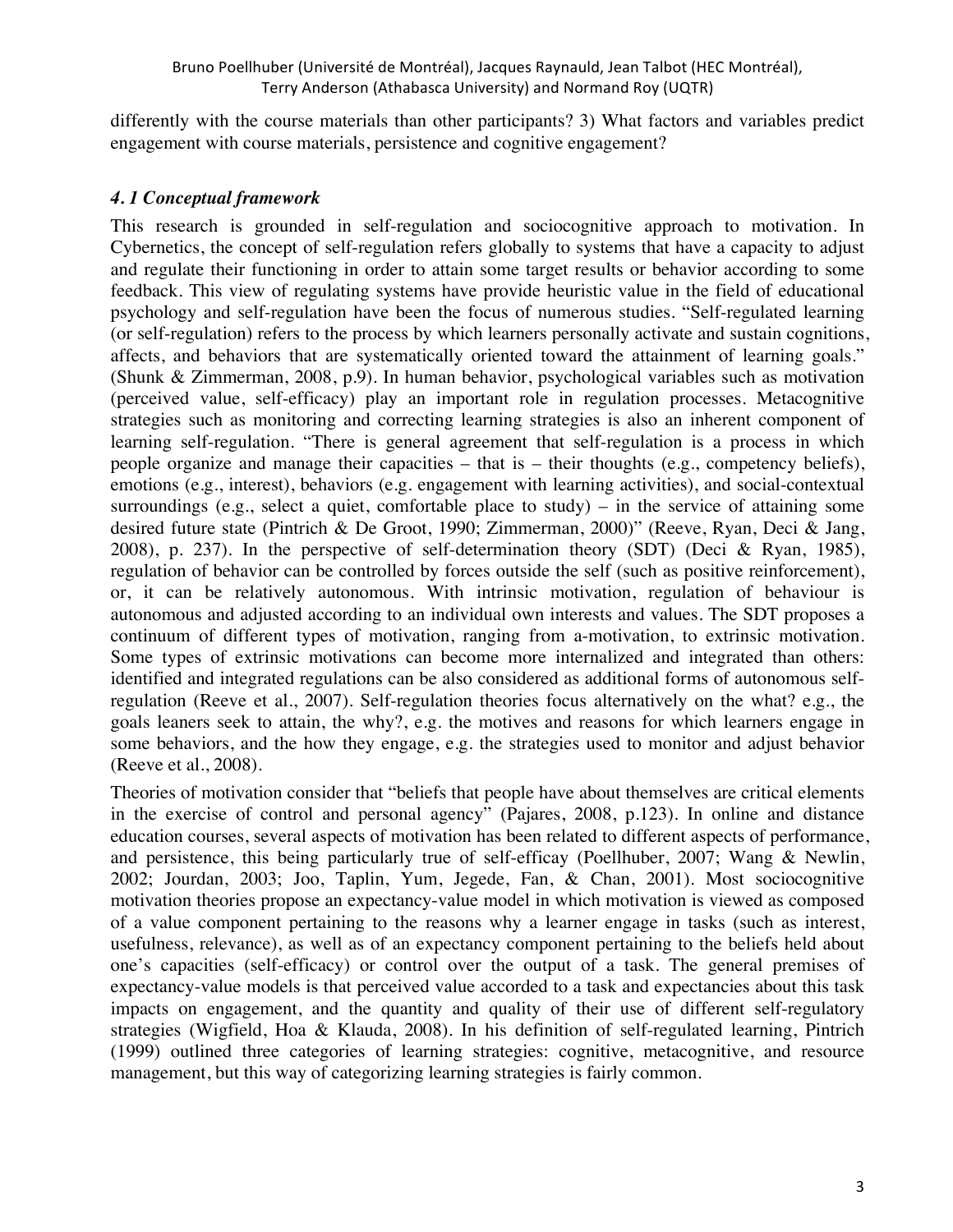differently with the course materials than other participants? 3) What factors and variables predict engagement with course materials, persistence and cognitive engagement?

### *4. 1 Conceptual framework*

This research is grounded in self-regulation and sociocognitive approach to motivation. In Cybernetics, the concept of self-regulation refers globally to systems that have a capacity to adjust and regulate their functioning in order to attain some target results or behavior according to some feedback. This view of regulating systems have provide heuristic value in the field of educational psychology and self-regulation have been the focus of numerous studies. "Self-regulated learning (or self-regulation) refers to the process by which learners personally activate and sustain cognitions, affects, and behaviors that are systematically oriented toward the attainment of learning goals." (Shunk & Zimmerman, 2008, p.9). In human behavior, psychological variables such as motivation (perceived value, self-efficacy) play an important role in regulation processes. Metacognitive strategies such as monitoring and correcting learning strategies is also an inherent component of learning self-regulation. "There is general agreement that self-regulation is a process in which people organize and manage their capacities – that is – their thoughts (e.g., competency beliefs), emotions (e.g., interest), behaviors (e.g. engagement with learning activities), and social-contextual surroundings (e.g., select a quiet, comfortable place to study) – in the service of attaining some desired future state (Pintrich & De Groot, 1990; Zimmerman, 2000)" (Reeve, Ryan, Deci & Jang, 2008), p. 237). In the perspective of self-determination theory (SDT) (Deci & Ryan, 1985), regulation of behavior can be controlled by forces outside the self (such as positive reinforcement), or, it can be relatively autonomous. With intrinsic motivation, regulation of behaviour is autonomous and adjusted according to an individual own interests and values. The SDT proposes a continuum of different types of motivation, ranging from a-motivation, to extrinsic motivation. Some types of extrinsic motivations can become more internalized and integrated than others: identified and integrated regulations can be also considered as additional forms of autonomous self-regulation (Reeve et al., 2007). Self-regulation theories focus alternatively on the what? e.g., the goals leaners seek to attain, the why?, e.g. the motives and reasons for which learners engage in some behaviors, and the how they engage, e.g. the strategies used to monitor and adjust behavior (Reeve et al., 2008).

Theories of motivation consider that "beliefs that people have about themselves are critical elements in the exercise of control and personal agency" (Pajares, 2008, p.123). In online and distance education courses, several aspects of motivation has been related to different aspects of performance, and persistence, this being particularly true of self-efficay (Poellhuber, 2007; Wang & Newlin, 2002; Jourdan, 2003; Joo, Taplin, Yum, Jegede, Fan, & Chan, 2001). Most sociocognitive motivation theories propose an expectancy-value model in which motivation is viewed as composed of a value component pertaining to the reasons why a learner engage in tasks (such as interest, usefulness, relevance), as well as of an expectancy component pertaining to the beliefs held about one's capacities (self-efficacy) or control over the output of a task. The general premises of expectancy-value models is that perceived value accorded to a task and expectancies about this task impacts on engagement, and the quantity and quality of their use of different self-regulatory strategies (Wigfield, Hoa & Klauda, 2008). In his definition of self-regulated learning, Pintrich (1999) outlined three categories of learning strategies: cognitive, metacognitive, and resource management, but this way of categorizing learning strategies is fairly common.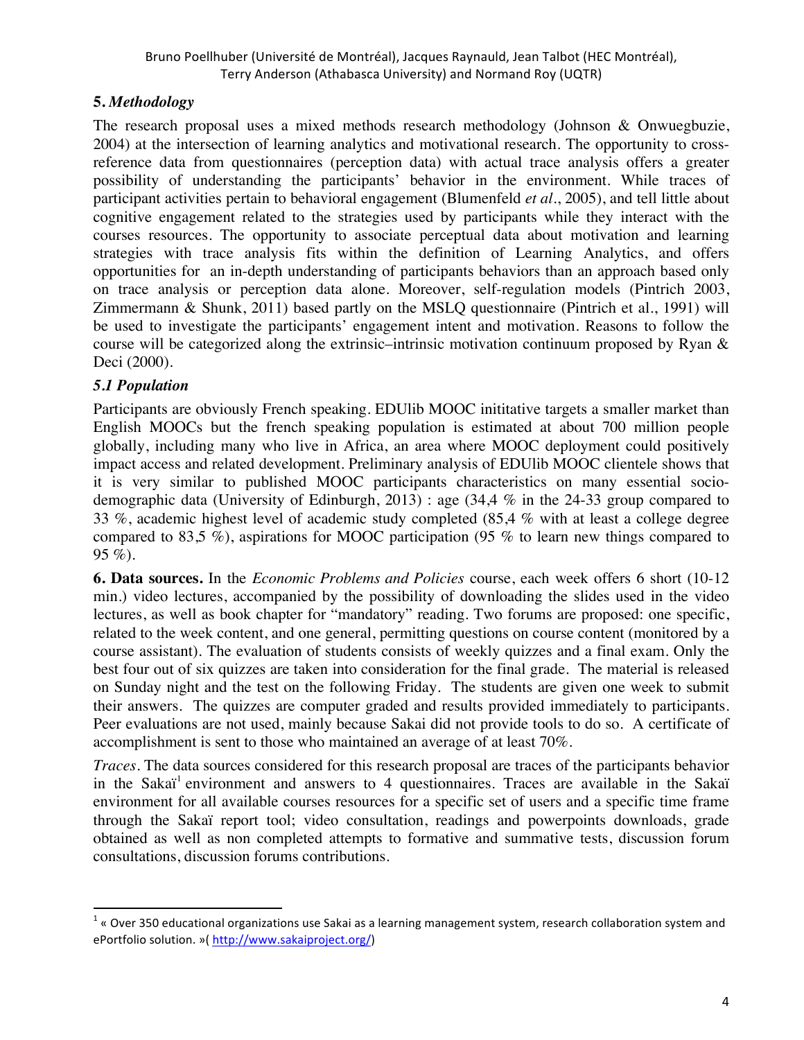## 5. *Methodology*

The research proposal uses a mixed methods research methodology (Johnson & Onwuegbuzie, 2004) at the intersection of learning analytics and motivational research. The opportunity to cross-reference data from questionnaires (perception data) with actual trace analysis offers a greater possibility of understanding the participants' behavior in the environment. While traces of participant activities pertain to behavioral engagement (Blumenfeld *et al*., 2005), and tell little about cognitive engagement related to the strategies used by participants while they interact with the courses resources. The opportunity to associate perceptual data about motivation and learning strategies with trace analysis fits within the definition of Learning Analytics, and offers opportunities for an in-depth understanding of participants behaviors than an approach based only on trace analysis or perception data alone. Moreover, self-regulation models (Pintrich 2003, Zimmermann & Shunk, 2011) based partly on the MSLQ questionnaire (Pintrich et al., 1991) will be used to investigate the participants' engagement intent and motivation. Reasons to follow the course will be categorized along the extrinsic–intrinsic motivation continuum proposed by Ryan & Deci (2000).

### *5.1 Population*

Participants are obviously French speaking. EDUlib MOOC inititative targets a smaller market than English MOOCs but the french speaking population is estimated at about 700 million people globally, including many who live in Africa, an area where MOOC deployment could positively impact access and related development. Preliminary analysis of EDUlib MOOC clientele shows that it is very similar to published MOOC participants characteristics on many essential socio-demographic data (University of Edinburgh, 2013) : age (34,4 % in the 24-33 group compared to 33 %, academic highest level of academic study completed (85,4 % with at least a college degree compared to 83,5 %), aspirations for MOOC participation (95 % to learn new things compared to 95 %).

**6. Data sources.** In the *Economic Problems and Policies* course, each week offers 6 short (10-12 min.) video lectures, accompanied by the possibility of downloading the slides used in the video lectures, as well as book chapter for "mandatory" reading. Two forums are proposed: one specific, related to the week content, and one general, permitting questions on course content (monitored by a course assistant). The evaluation of students consists of weekly quizzes and a final exam. Only the best four out of six quizzes are taken into consideration for the final grade. The material is released on Sunday night and the test on the following Friday. The students are given one week to submit their answers. The quizzes are computer graded and results provided immediately to participants. Peer evaluations are not used, mainly because Sakai did not provide tools to do so. A certificate of accomplishment is sent to those who maintained an average of at least 70%.

*Traces*. The data sources considered for this research proposal are traces of the participants behavior in the Sakaï[1] environment and answers to 4 questionnaires. Traces are available in the Sakaï environment for all available courses resources for a specific set of users and a specific time frame through the Sakaï report tool; video consultation, readings and powerpoints downloads, grade obtained as well as non completed attempts to formative and summative tests, discussion forum consultations, discussion forums contributions.

---

[1] « Over 350 educational organizations use Sakai as a learning management system, research collaboration system and ePortfolio solution. »( http://www.sakaiproject.org/)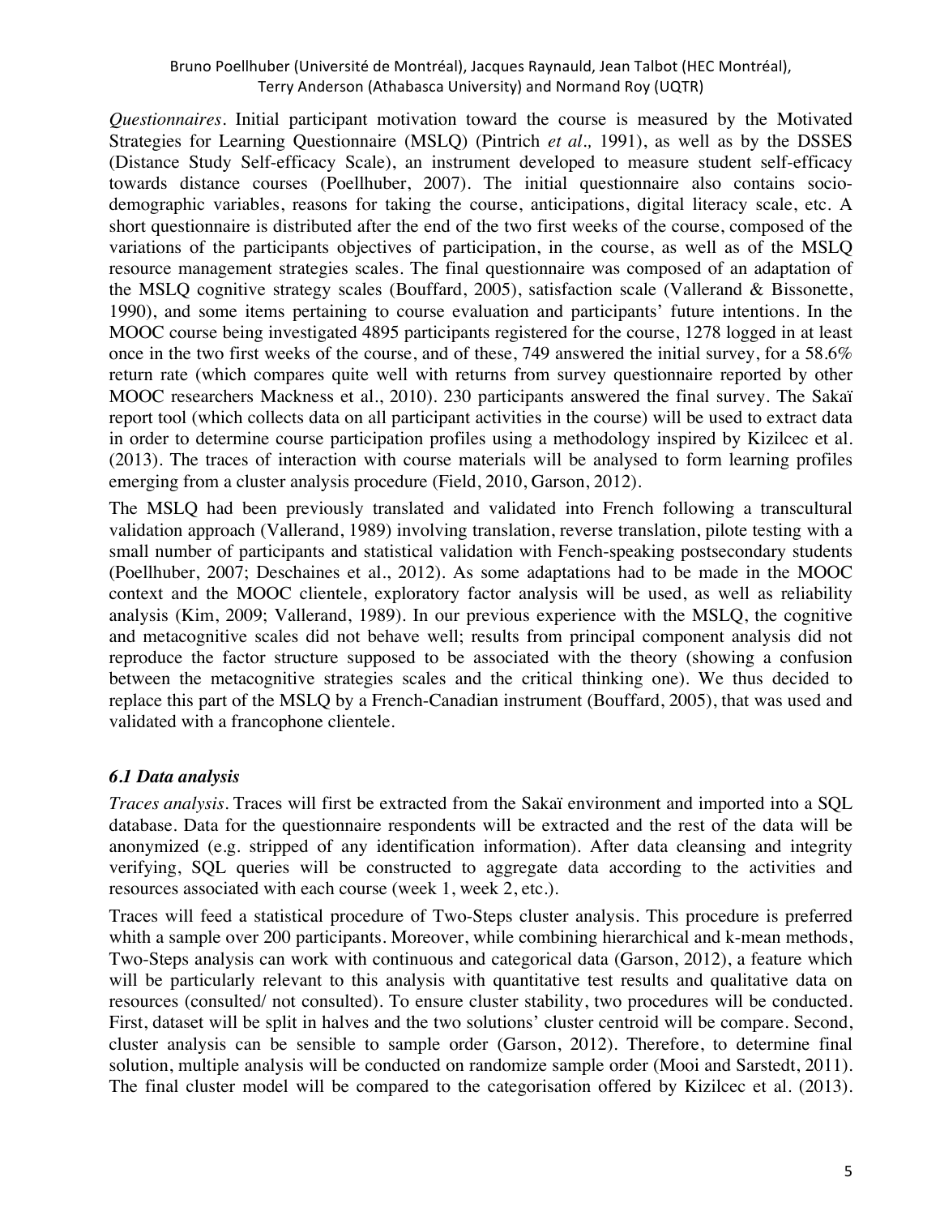*Questionnaires*. Initial participant motivation toward the course is measured by the Motivated Strategies for Learning Questionnaire (MSLQ) (Pintrich *et al.,* 1991), as well as by the DSSES (Distance Study Self-efficacy Scale), an instrument developed to measure student self-efficacy towards distance courses (Poellhuber, 2007). The initial questionnaire also contains socio-demographic variables, reasons for taking the course, anticipations, digital literacy scale, etc. A short questionnaire is distributed after the end of the two first weeks of the course, composed of the variations of the participants objectives of participation, in the course, as well as of the MSLQ resource management strategies scales. The final questionnaire was composed of an adaptation of the MSLQ cognitive strategy scales (Bouffard, 2005), satisfaction scale (Vallerand & Bissonette, 1990), and some items pertaining to course evaluation and participants' future intentions. In the MOOC course being investigated 4895 participants registered for the course, 1278 logged in at least once in the two first weeks of the course, and of these, 749 answered the initial survey, for a 58.6% return rate (which compares quite well with returns from survey questionnaire reported by other MOOC researchers Mackness et al., 2010). 230 participants answered the final survey. The Sakaï report tool (which collects data on all participant activities in the course) will be used to extract data in order to determine course participation profiles using a methodology inspired by Kizilcec et al. (2013). The traces of interaction with course materials will be analysed to form learning profiles emerging from a cluster analysis procedure (Field, 2010, Garson, 2012).

The MSLQ had been previously translated and validated into French following a transcultural validation approach (Vallerand, 1989) involving translation, reverse translation, pilote testing with a small number of participants and statistical validation with Fench-speaking postsecondary students (Poellhuber, 2007; Deschaines et al., 2012). As some adaptations had to be made in the MOOC context and the MOOC clientele, exploratory factor analysis will be used, as well as reliability analysis (Kim, 2009; Vallerand, 1989). In our previous experience with the MSLQ, the cognitive and metacognitive scales did not behave well; results from principal component analysis did not reproduce the factor structure supposed to be associated with the theory (showing a confusion between the metacognitive strategies scales and the critical thinking one). We thus decided to replace this part of the MSLQ by a French-Canadian instrument (Bouffard, 2005), that was used and validated with a francophone clientele.

### *6.1 Data analysis*

*Traces analysis*. Traces will first be extracted from the Sakaï environment and imported into a SQL database. Data for the questionnaire respondents will be extracted and the rest of the data will be anonymized (e.g. stripped of any identification information). After data cleansing and integrity verifying, SQL queries will be constructed to aggregate data according to the activities and resources associated with each course (week 1, week 2, etc.).

Traces will feed a statistical procedure of Two-Steps cluster analysis. This procedure is preferred whith a sample over 200 participants. Moreover, while combining hierarchical and k-mean methods, Two-Steps analysis can work with continuous and categorical data (Garson, 2012), a feature which will be particularly relevant to this analysis with quantitative test results and qualitative data on resources (consulted/ not consulted). To ensure cluster stability, two procedures will be conducted. First, dataset will be split in halves and the two solutions' cluster centroid will be compare. Second, cluster analysis can be sensible to sample order (Garson, 2012). Therefore, to determine final solution, multiple analysis will be conducted on randomize sample order (Mooi and Sarstedt, 2011). The final cluster model will be compared to the categorisation offered by Kizilcec et al. (2013).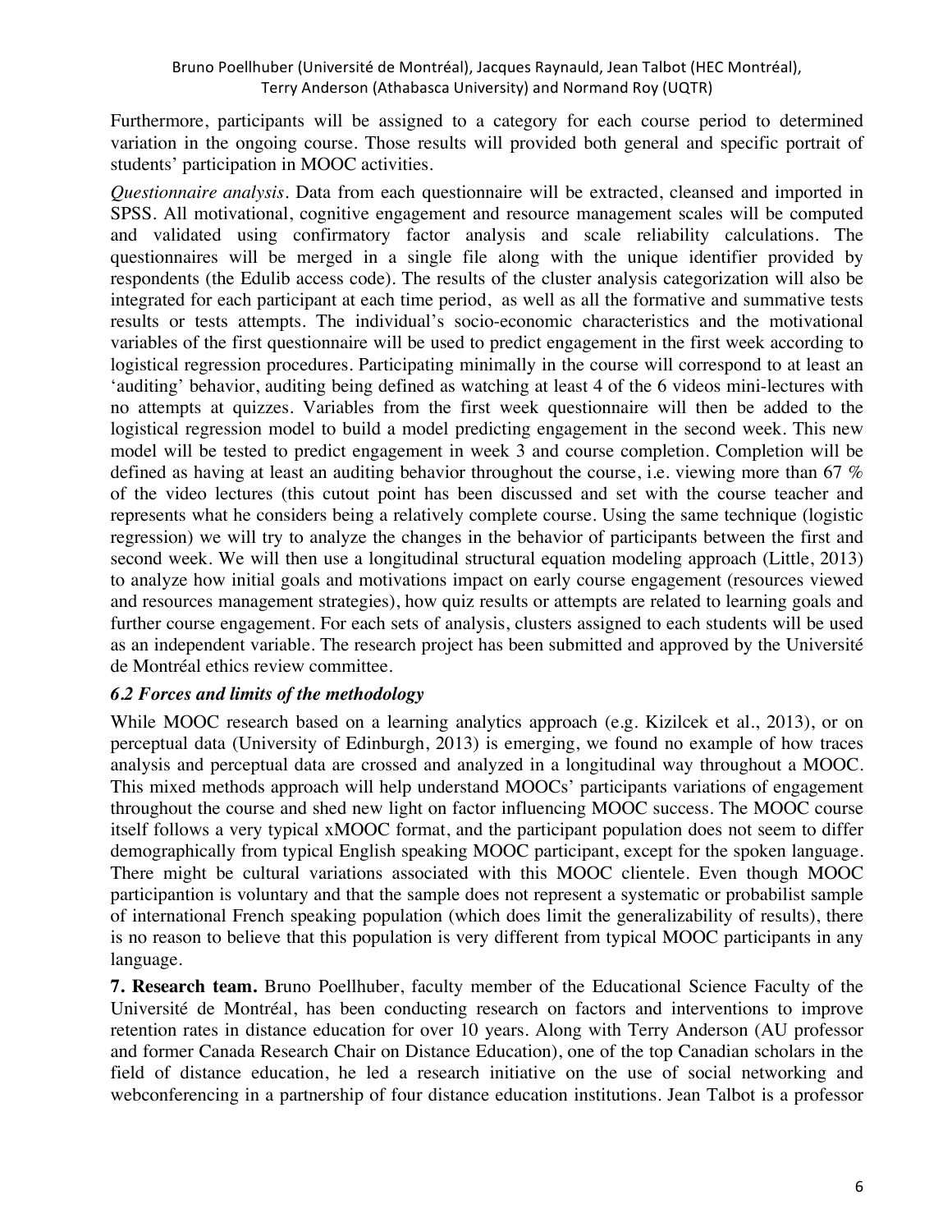Furthermore, participants will be assigned to a category for each course period to determined variation in the ongoing course. Those results will provided both general and specific portrait of students' participation in MOOC activities.

*Questionnaire analysis*. Data from each questionnaire will be extracted, cleansed and imported in SPSS. All motivational, cognitive engagement and resource management scales will be computed and validated using confirmatory factor analysis and scale reliability calculations. The questionnaires will be merged in a single file along with the unique identifier provided by respondents (the Edulib access code). The results of the cluster analysis categorization will also be integrated for each participant at each time period, as well as all the formative and summative tests results or tests attempts. The individual's socio-economic characteristics and the motivational variables of the first questionnaire will be used to predict engagement in the first week according to logistical regression procedures. Participating minimally in the course will correspond to at least an 'auditing' behavior, auditing being defined as watching at least 4 of the 6 videos mini-lectures with no attempts at quizzes. Variables from the first week questionnaire will then be added to the logistical regression model to build a model predicting engagement in the second week. This new model will be tested to predict engagement in week 3 and course completion. Completion will be defined as having at least an auditing behavior throughout the course, i.e. viewing more than 67 % of the video lectures (this cutout point has been discussed and set with the course teacher and represents what he considers being a relatively complete course. Using the same technique (logistic regression) we will try to analyze the changes in the behavior of participants between the first and second week. We will then use a longitudinal structural equation modeling approach (Little, 2013) to analyze how initial goals and motivations impact on early course engagement (resources viewed and resources management strategies), how quiz results or attempts are related to learning goals and further course engagement. For each sets of analysis, clusters assigned to each students will be used as an independent variable. The research project has been submitted and approved by the Université de Montréal ethics review committee.

### *6.2 Forces and limits of the methodology*

While MOOC research based on a learning analytics approach (e.g. Kizilcek et al., 2013), or on perceptual data (University of Edinburgh, 2013) is emerging, we found no example of how traces analysis and perceptual data are crossed and analyzed in a longitudinal way throughout a MOOC. This mixed methods approach will help understand MOOCs' participants variations of engagement throughout the course and shed new light on factor influencing MOOC success. The MOOC course itself follows a very typical xMOOC format, and the participant population does not seem to differ demographically from typical English speaking MOOC participant, except for the spoken language. There might be cultural variations associated with this MOOC clientele. Even though MOOC participantion is voluntary and that the sample does not represent a systematic or probabilist sample of international French speaking population (which does limit the generalizability of results), there is no reason to believe that this population is very different from typical MOOC participants in any language.

**7. Research team.** Bruno Poellhuber, faculty member of the Educational Science Faculty of the Université de Montréal, has been conducting research on factors and interventions to improve retention rates in distance education for over 10 years. Along with Terry Anderson (AU professor and former Canada Research Chair on Distance Education), one of the top Canadian scholars in the field of distance education, he led a research initiative on the use of social networking and webconferencing in a partnership of four distance education institutions. Jean Talbot is a professor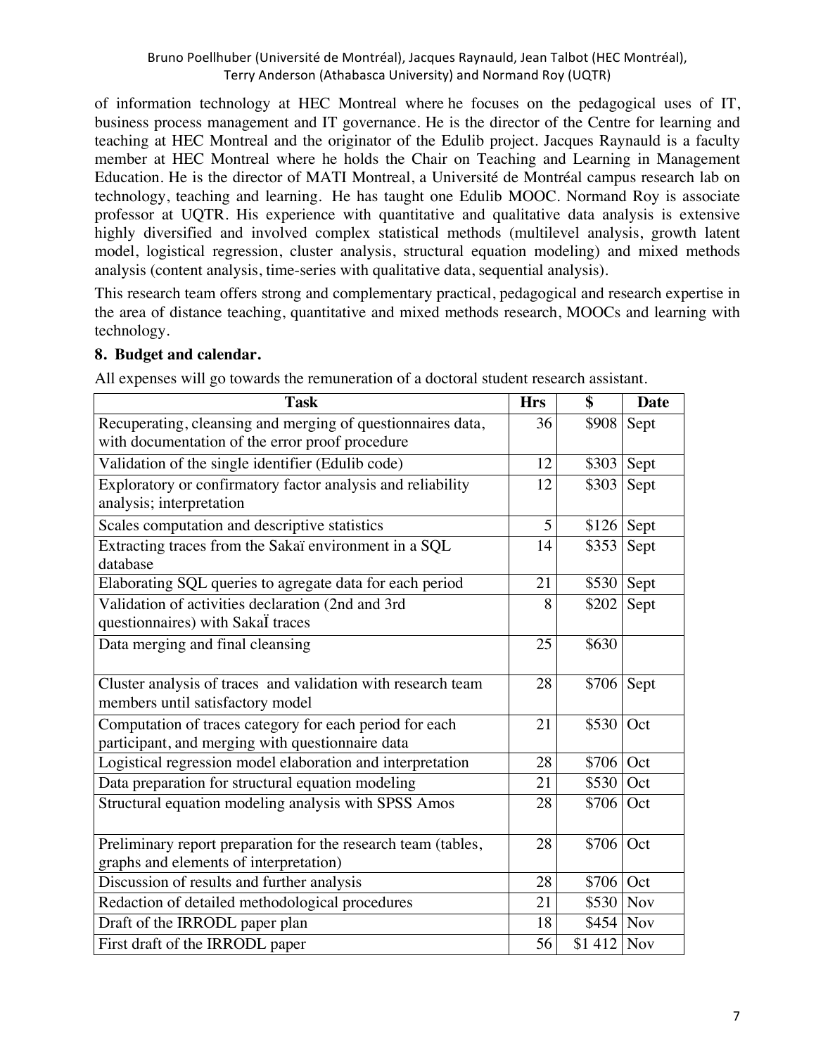of information technology at HEC Montreal where he focuses on the pedagogical uses of IT, business process management and IT governance. He is the director of the Centre for learning and teaching at HEC Montreal and the originator of the Edulib project. Jacques Raynauld is a faculty member at HEC Montreal where he holds the Chair on Teaching and Learning in Management Education. He is the director of MATI Montreal, a Université de Montréal campus research lab on technology, teaching and learning. He has taught one Edulib MOOC. Normand Roy is associate professor at UQTR. His experience with quantitative and qualitative data analysis is extensive highly diversified and involved complex statistical methods (multilevel analysis, growth latent model, logistical regression, cluster analysis, structural equation modeling) and mixed methods analysis (content analysis, time-series with qualitative data, sequential analysis).

This research team offers strong and complementary practical, pedagogical and research expertise in the area of distance teaching, quantitative and mixed methods research, MOOCs and learning with technology.

## 8. Budget and calendar.

All expenses will go towards the remuneration of a doctoral student research assistant.

| Task | Hrs | $ | Date |
|---|---|---|---|
| Recuperating, cleansing and merging of questionnaires data, with documentation of the error proof procedure | 36 | $908 | Sept |
| Validation of the single identifier (Edulib code) | 12 | $303 | Sept |
| Exploratory or confirmatory factor analysis and reliability analysis; interpretation | 12 | $303 | Sept |
| Scales computation and descriptive statistics | 5 | $126 | Sept |
| Extracting traces from the Sakaï environment in a SQL database | 14 | $353 | Sept |
| Elaborating SQL queries to agregate data for each period | 21 | $530 | Sept |
| Validation of activities declaration (2nd and 3rd questionnaires) with SakaÏ traces | 8 | $202 | Sept |
| Data merging and final cleansing | 25 | $630 | |
| Cluster analysis of traces and validation with research team members until satisfactory model | 28 | $706 | Sept |
| Computation of traces category for each period for each participant, and merging with questionnaire data | 21 | $530 | Oct |
| Logistical regression model elaboration and interpretation | 28 | $706 | Oct |
| Data preparation for structural equation modeling | 21 | $530 | Oct |
| Structural equation modeling analysis with SPSS Amos | 28 | $706 | Oct |
| Preliminary report preparation for the research team (tables, graphs and elements of interpretation) | 28 | $706 | Oct |
| Discussion of results and further analysis | 28 | $706 | Oct |
| Redaction of detailed methodological procedures | 21 | $530 | Nov |
| Draft of the IRRODL paper plan | 18 | $454 | Nov |
| First draft of the IRRODL paper | 56 | $1 412 | Nov |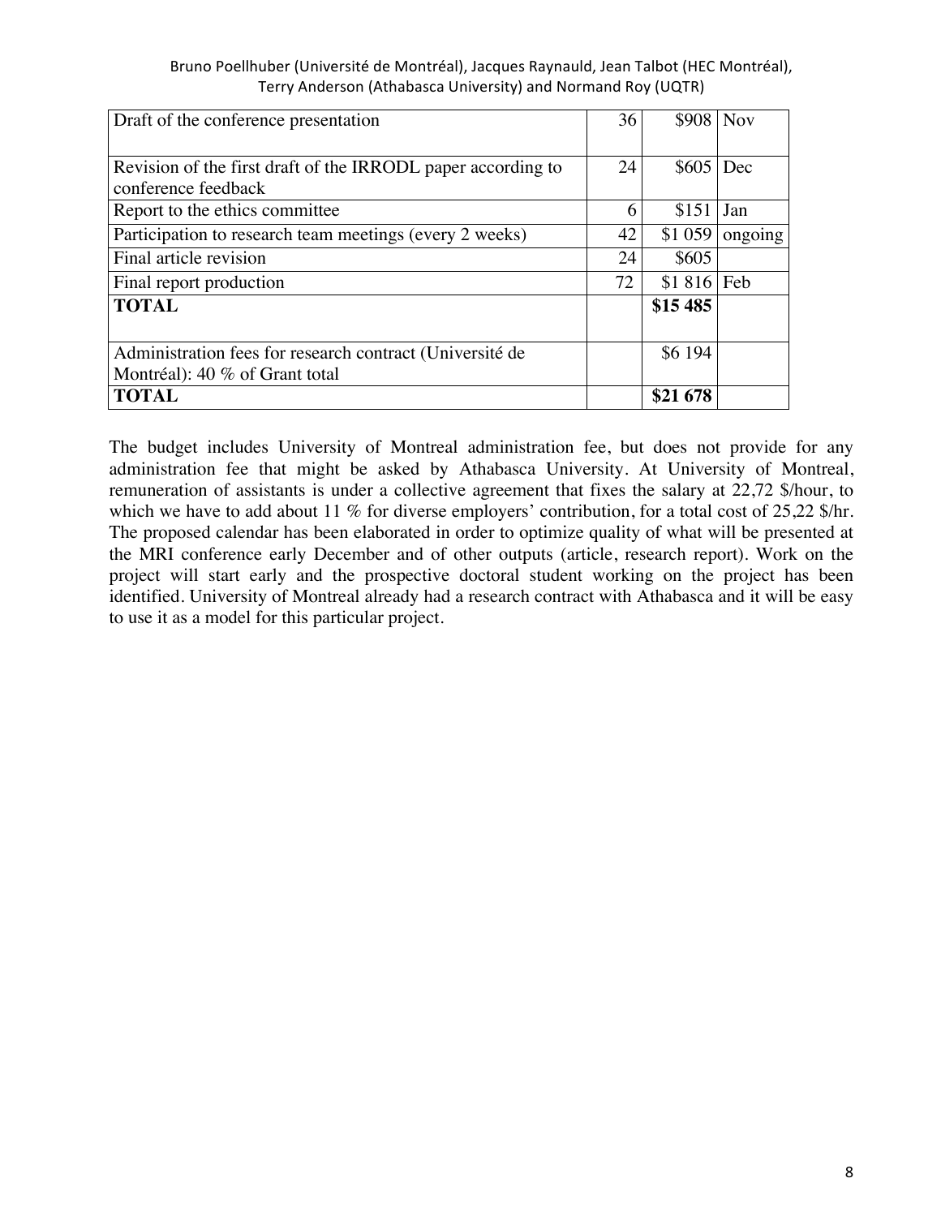| Draft of the conference presentation | 36 | $908 | Nov |
| --- | --- | --- | --- |
| Revision of the first draft of the IRRODL paper according to conference feedback | 24 | $605 | Dec |
| Report to the ethics committee | 6 | $151 | Jan |
| Participation to research team meetings (every 2 weeks) | 42 | $1 059 | ongoing |
| Final article revision | 24 | $605 | |
| Final report production | 72 | $1 816 | Feb |
| **TOTAL** | | **$15 485** | |
| Administration fees for research contract (Université de Montréal): 40 % of Grant total | | $6 194 | |
| **TOTAL** | | **$21 678** | |

The budget includes University of Montreal administration fee, but does not provide for any administration fee that might be asked by Athabasca University. At University of Montreal, remuneration of assistants is under a collective agreement that fixes the salary at 22,72 $/hour, to which we have to add about 11 % for diverse employers' contribution, for a total cost of 25,22 $/hr. The proposed calendar has been elaborated in order to optimize quality of what will be presented at the MRI conference early December and of other outputs (article, research report). Work on the project will start early and the prospective doctoral student working on the project has been identified. University of Montreal already had a research contract with Athabasca and it will be easy to use it as a model for this particular project.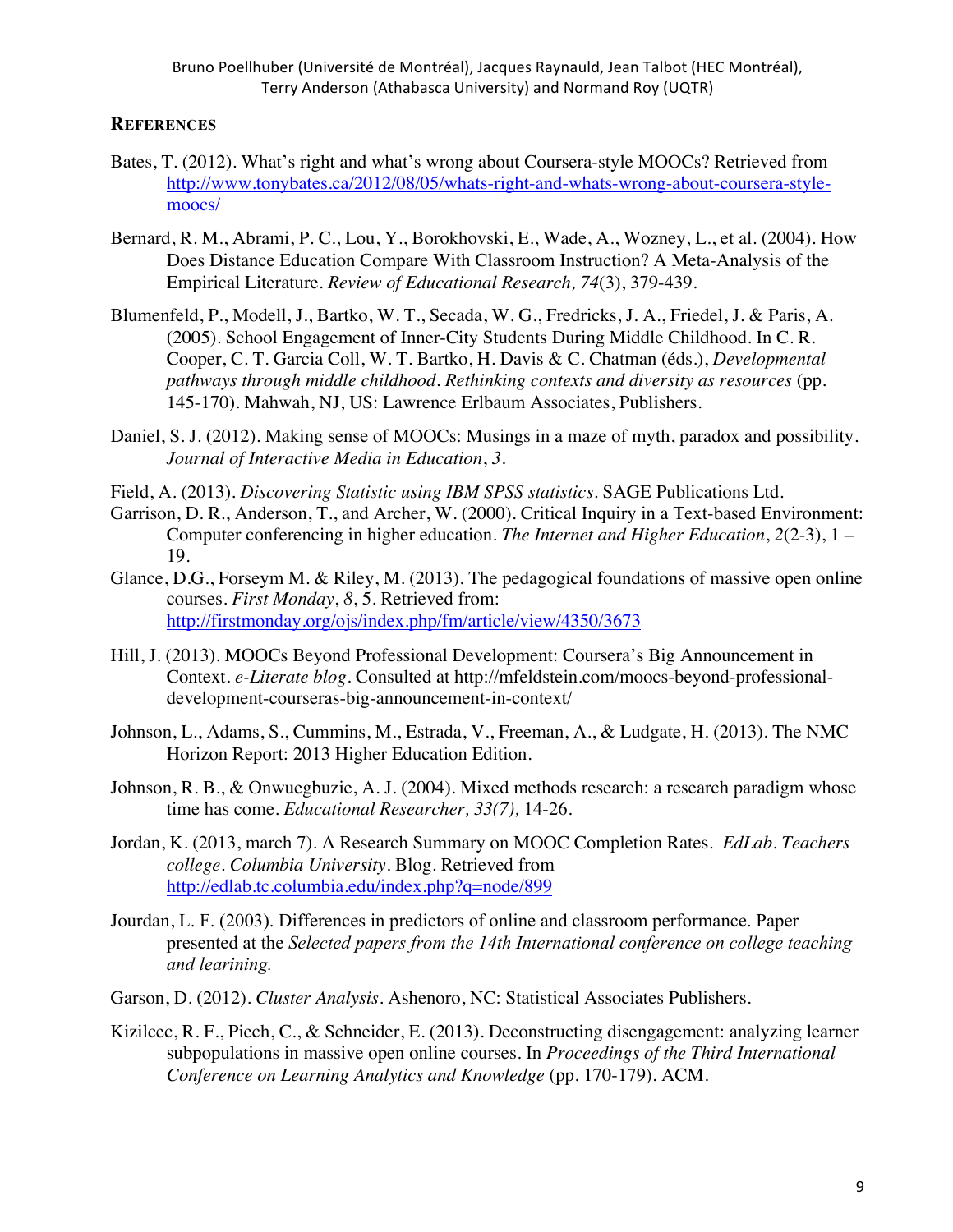## References

Bates, T. (2012). What's right and what's wrong about Coursera-style MOOCs? Retrieved from http://www.tonybates.ca/2012/08/05/whats-right-and-whats-wrong-about-coursera-style-moocs/

Bernard, R. M., Abrami, P. C., Lou, Y., Borokhovski, E., Wade, A., Wozney, L., et al. (2004). How Does Distance Education Compare With Classroom Instruction? A Meta-Analysis of the Empirical Literature. *Review of Educational Research, 74*(3), 379-439.

Blumenfeld, P., Modell, J., Bartko, W. T., Secada, W. G., Fredricks, J. A., Friedel, J. & Paris, A. (2005). School Engagement of Inner-City Students During Middle Childhood. In C. R. Cooper, C. T. Garcia Coll, W. T. Bartko, H. Davis & C. Chatman (éds.), *Developmental pathways through middle childhood. Rethinking contexts and diversity as resources* (pp. 145-170). Mahwah, NJ, US: Lawrence Erlbaum Associates, Publishers.

Daniel, S. J. (2012). Making sense of MOOCs: Musings in a maze of myth, paradox and possibility. *Journal of Interactive Media in Education*, *3*.

Field, A. (2013). *Discovering Statistic using IBM SPSS statistics*. SAGE Publications Ltd.

Garrison, D. R., Anderson, T., and Archer, W. (2000). Critical Inquiry in a Text-based Environment: Computer conferencing in higher education. *The Internet and Higher Education*, *2*(2-3), 1 – 19.

Glance, D.G., Forseym M. & Riley, M. (2013). The pedagogical foundations of massive open online courses. *First Monday*, *8*, 5. Retrieved from: http://firstmonday.org/ojs/index.php/fm/article/view/4350/3673

Hill, J. (2013). MOOCs Beyond Professional Development: Coursera's Big Announcement in Context. *e-Literate blog*. Consulted at http://mfeldstein.com/moocs-beyond-professional-development-courseras-big-announcement-in-context/

Johnson, L., Adams, S., Cummins, M., Estrada, V., Freeman, A., & Ludgate, H. (2013). The NMC Horizon Report: 2013 Higher Education Edition.

Johnson, R. B., & Onwuegbuzie, A. J. (2004). Mixed methods research: a research paradigm whose time has come. *Educational Researcher, 33(7),* 14-26.

Jordan, K. (2013, march 7). A Research Summary on MOOC Completion Rates. *EdLab. Teachers college. Columbia University*. Blog. Retrieved from http://edlab.tc.columbia.edu/index.php?q=node/899

Jourdan, L. F. (2003). Differences in predictors of online and classroom performance. Paper presented at the *Selected papers from the 14th International conference on college teaching and learining.*

Garson, D. (2012). *Cluster Analysis*. Ashenoro, NC: Statistical Associates Publishers.

Kizilcec, R. F., Piech, C., & Schneider, E. (2013). Deconstructing disengagement: analyzing learner subpopulations in massive open online courses. In *Proceedings of the Third International Conference on Learning Analytics and Knowledge* (pp. 170-179). ACM.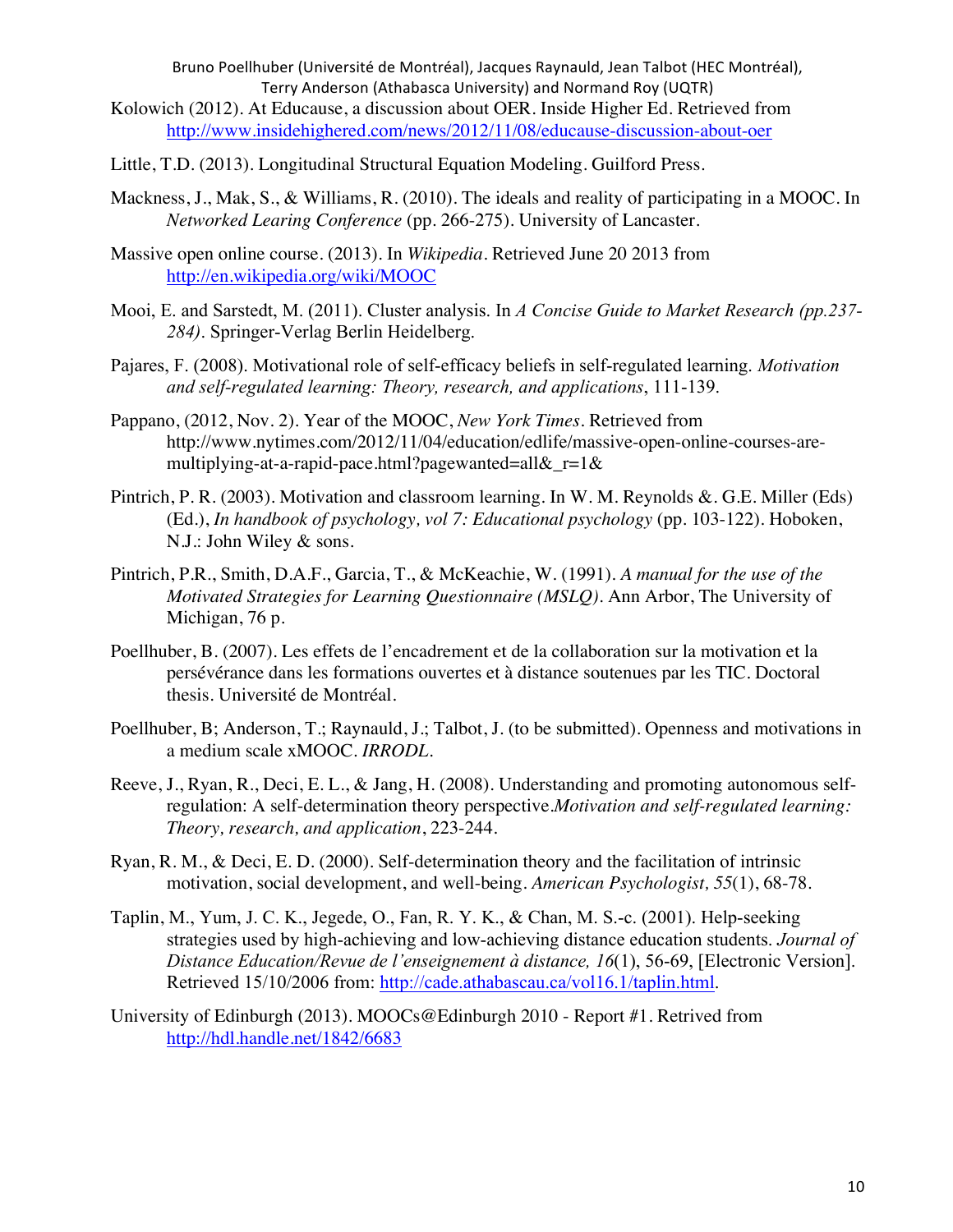Kolowich (2012). At Educause, a discussion about OER. Inside Higher Ed. Retrieved from http://www.insidehighered.com/news/2012/11/08/educause-discussion-about-oer

Little, T.D. (2013). Longitudinal Structural Equation Modeling. Guilford Press.

Mackness, J., Mak, S., & Williams, R. (2010). The ideals and reality of participating in a MOOC. In *Networked Learing Conference* (pp. 266-275). University of Lancaster.

Massive open online course. (2013). In *Wikipedia*. Retrieved June 20 2013 from http://en.wikipedia.org/wiki/MOOC

Mooi, E. and Sarstedt, M. (2011). Cluster analysis. In *A Concise Guide to Market Research (pp.237-284)*. Springer-Verlag Berlin Heidelberg.

Pajares, F. (2008). Motivational role of self-efficacy beliefs in self-regulated learning. *Motivation and self-regulated learning: Theory, research, and applications*, 111-139.

Pappano, (2012, Nov. 2). Year of the MOOC, *New York Times*. Retrieved from http://www.nytimes.com/2012/11/04/education/edlife/massive-open-online-courses-are-multiplying-at-a-rapid-pace.html?pagewanted=all&_r=1&

Pintrich, P. R. (2003). Motivation and classroom learning. In W. M. Reynolds &. G.E. Miller (Eds) (Ed.), *In handbook of psychology, vol 7: Educational psychology* (pp. 103-122). Hoboken, N.J.: John Wiley & sons.

Pintrich, P.R., Smith, D.A.F., Garcia, T., & McKeachie, W. (1991). *A manual for the use of the Motivated Strategies for Learning Questionnaire (MSLQ)*. Ann Arbor, The University of Michigan, 76 p.

Poellhuber, B. (2007). Les effets de l'encadrement et de la collaboration sur la motivation et la persévérance dans les formations ouvertes et à distance soutenues par les TIC. Doctoral thesis. Université de Montréal.

Poellhuber, B; Anderson, T.; Raynauld, J.; Talbot, J. (to be submitted). Openness and motivations in a medium scale xMOOC. *IRRODL*.

Reeve, J., Ryan, R., Deci, E. L., & Jang, H. (2008). Understanding and promoting autonomous self-regulation: A self-determination theory perspective.*Motivation and self-regulated learning: Theory, research, and application*, 223-244.

Ryan, R. M., & Deci, E. D. (2000). Self-determination theory and the facilitation of intrinsic motivation, social development, and well-being. *American Psychologist, 55*(1), 68-78.

Taplin, M., Yum, J. C. K., Jegede, O., Fan, R. Y. K., & Chan, M. S.-c. (2001). Help-seeking strategies used by high-achieving and low-achieving distance education students. *Journal of Distance Education/Revue de l'enseignement à distance, 16*(1), 56-69, [Electronic Version]. Retrieved 15/10/2006 from: http://cade.athabascau.ca/vol16.1/taplin.html.

University of Edinburgh (2013). MOOCs@Edinburgh 2010 - Report #1. Retrived from http://hdl.handle.net/1842/6683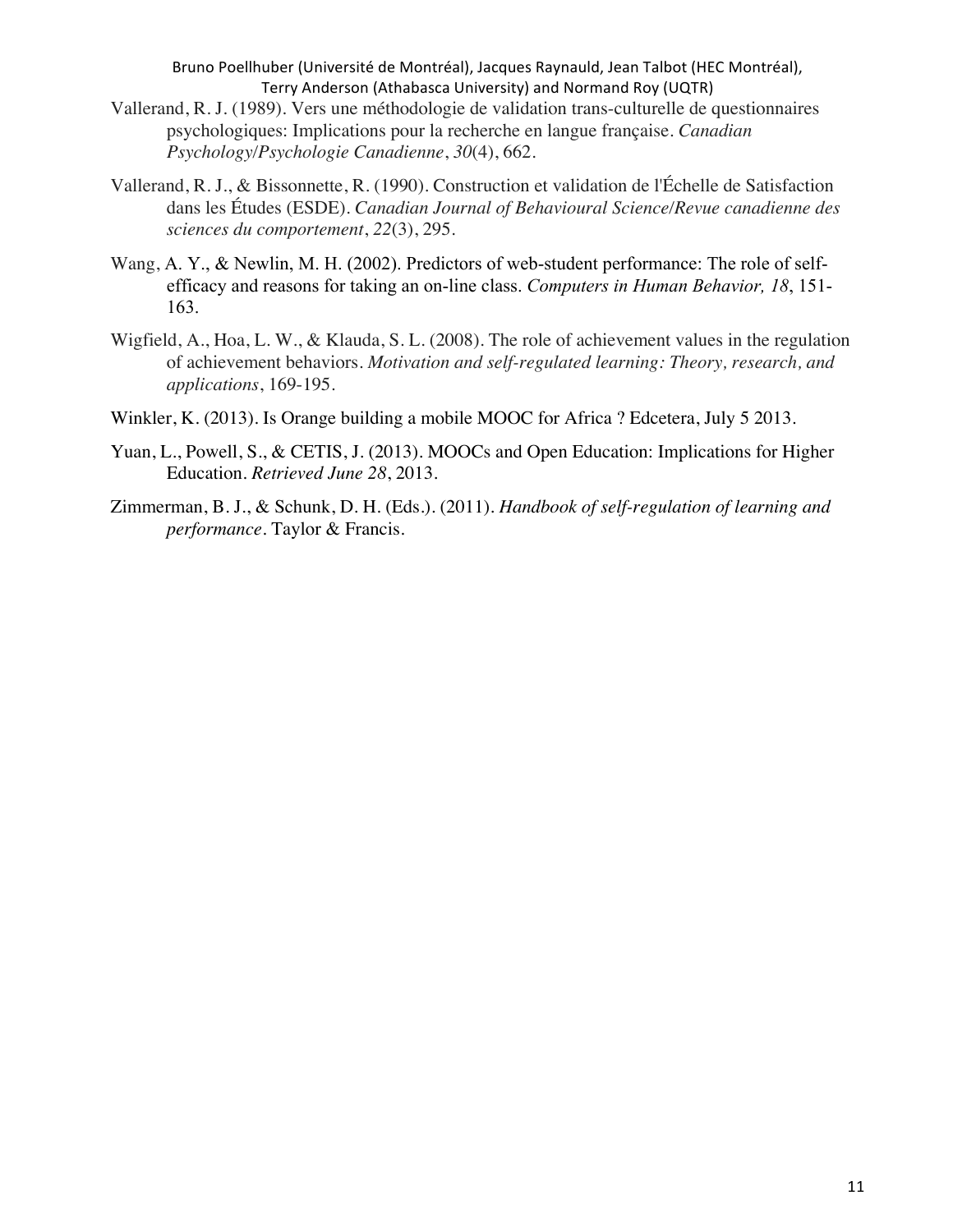Vallerand, R. J. (1989). Vers une méthodologie de validation trans-culturelle de questionnaires psychologiques: Implications pour la recherche en langue française. *Canadian Psychology/Psychologie Canadienne*, *30*(4), 662.

Vallerand, R. J., & Bissonnette, R. (1990). Construction et validation de l'Échelle de Satisfaction dans les Études (ESDE). *Canadian Journal of Behavioural Science/Revue canadienne des sciences du comportement*, *22*(3), 295.

Wang, A. Y., & Newlin, M. H. (2002). Predictors of web-student performance: The role of self-efficacy and reasons for taking an on-line class. *Computers in Human Behavior, 18*, 151-163.

Wigfield, A., Hoa, L. W., & Klauda, S. L. (2008). The role of achievement values in the regulation of achievement behaviors. *Motivation and self-regulated learning: Theory, research, and applications*, 169-195.

Winkler, K. (2013). Is Orange building a mobile MOOC for Africa ? Edcetera, July 5 2013.

Yuan, L., Powell, S., & CETIS, J. (2013). MOOCs and Open Education: Implications for Higher Education. *Retrieved June 28*, 2013.

Zimmerman, B. J., & Schunk, D. H. (Eds.). (2011). *Handbook of self-regulation of learning and performance*. Taylor & Francis.